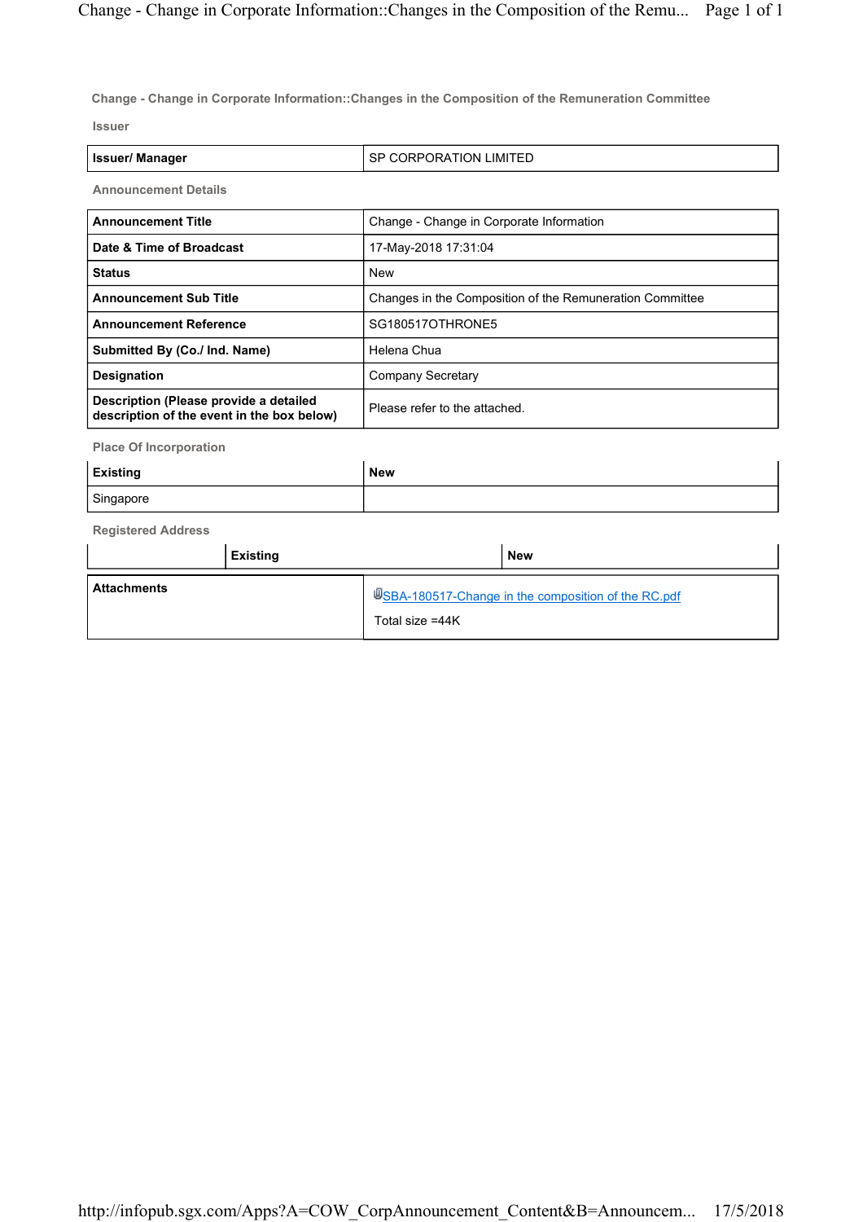## Change - Change in Corporate Information::Changes in the Composition of the Remuneration Committee

### Issuer

| Issuer/ Manager | SP CORPORATION LIMITED |
|---|---|

### Announcement Details

| Announcement Title | Change - Change in Corporate Information |
|---|---|
| Date & Time of Broadcast | 17-May-2018 17:31:04 |
| Status | New |
| Announcement Sub Title | Changes in the Composition of the Remuneration Committee |
| Announcement Reference | SG180517OTHRONE5 |
| Submitted By (Co./ Ind. Name) | Helena Chua |
| Designation | Company Secretary |
| Description (Please provide a detailed description of the event in the box below) | Please refer to the attached. |

### Place Of Incorporation

| Existing | New |
|---|---|
| Singapore | |

### Registered Address

| | Existing | New |
|---|---|---|

| Attachments | SBA-180517-Change in the composition of the RC.pdf<br>Total size =44K |
|---|---|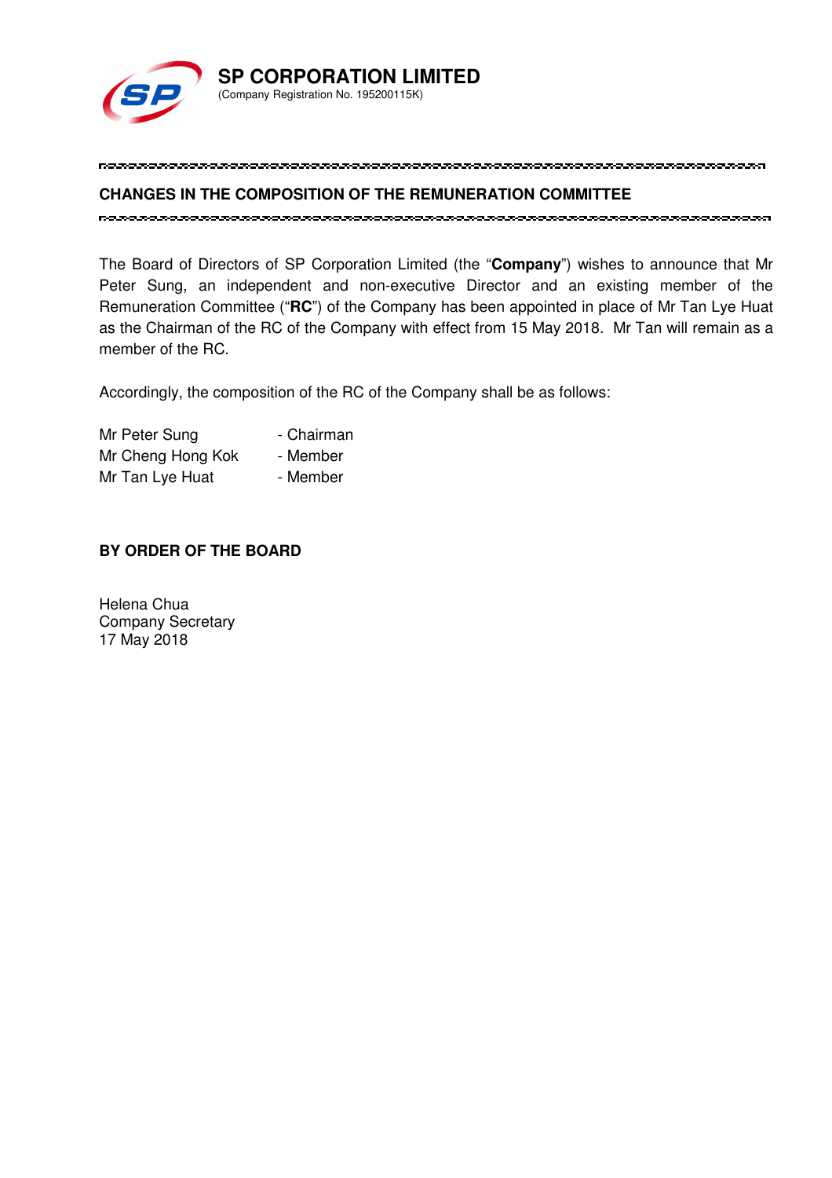**SP CORPORATION LIMITED**
(Company Registration No. 195200115K)

## CHANGES IN THE COMPOSITION OF THE REMUNERATION COMMITTEE

The Board of Directors of SP Corporation Limited (the "**Company**") wishes to announce that Mr Peter Sung, an independent and non-executive Director and an existing member of the Remuneration Committee ("**RC**") of the Company has been appointed in place of Mr Tan Lye Huat as the Chairman of the RC of the Company with effect from 15 May 2018. Mr Tan will remain as a member of the RC.

Accordingly, the composition of the RC of the Company shall be as follows:

| | |
|---|---|
| Mr Peter Sung | - Chairman |
| Mr Cheng Hong Kok | - Member |
| Mr Tan Lye Huat | - Member |

**BY ORDER OF THE BOARD**

Helena Chua
Company Secretary
17 May 2018